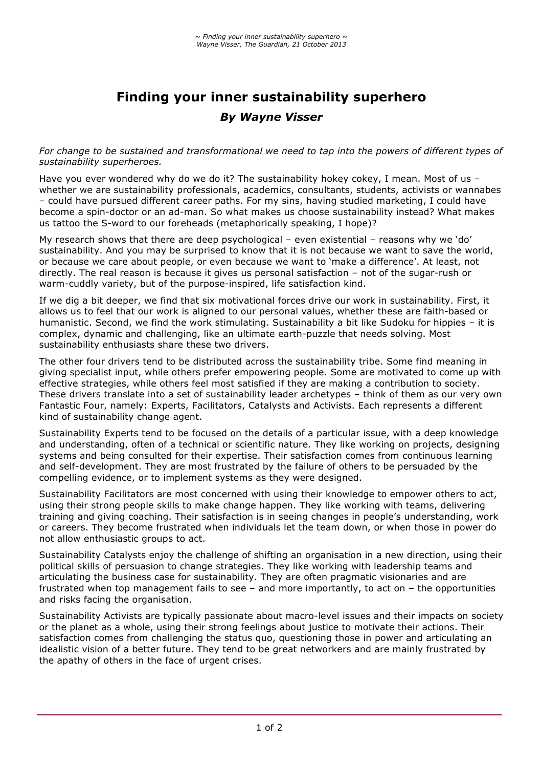# Finding your inner sustainability superhero

### *By Wayne Visser*

*For change to be sustained and transformational we need to tap into the powers of different types of sustainability superheroes.*

Have you ever wondered why do we do it? The sustainability hokey cokey, I mean. Most of us – whether we are sustainability professionals, academics, consultants, students, activists or wannabes – could have pursued different career paths. For my sins, having studied marketing, I could have become a spin-doctor or an ad-man. So what makes us choose sustainability instead? What makes us tattoo the S-word to our foreheads (metaphorically speaking, I hope)?

My research shows that there are deep psychological – even existential – reasons why we 'do' sustainability. And you may be surprised to know that it is not because we want to save the world, or because we care about people, or even because we want to 'make a difference'. At least, not directly. The real reason is because it gives us personal satisfaction – not of the sugar-rush or warm-cuddly variety, but of the purpose-inspired, life satisfaction kind.

If we dig a bit deeper, we find that six motivational forces drive our work in sustainability. First, it allows us to feel that our work is aligned to our personal values, whether these are faith-based or humanistic. Second, we find the work stimulating. Sustainability a bit like Sudoku for hippies – it is complex, dynamic and challenging, like an ultimate earth-puzzle that needs solving. Most sustainability enthusiasts share these two drivers.

The other four drivers tend to be distributed across the sustainability tribe. Some find meaning in giving specialist input, while others prefer empowering people. Some are motivated to come up with effective strategies, while others feel most satisfied if they are making a contribution to society. These drivers translate into a set of sustainability leader archetypes – think of them as our very own Fantastic Four, namely: Experts, Facilitators, Catalysts and Activists. Each represents a different kind of sustainability change agent.

Sustainability Experts tend to be focused on the details of a particular issue, with a deep knowledge and understanding, often of a technical or scientific nature. They like working on projects, designing systems and being consulted for their expertise. Their satisfaction comes from continuous learning and self-development. They are most frustrated by the failure of others to be persuaded by the compelling evidence, or to implement systems as they were designed.

Sustainability Facilitators are most concerned with using their knowledge to empower others to act, using their strong people skills to make change happen. They like working with teams, delivering training and giving coaching. Their satisfaction is in seeing changes in people's understanding, work or careers. They become frustrated when individuals let the team down, or when those in power do not allow enthusiastic groups to act.

Sustainability Catalysts enjoy the challenge of shifting an organisation in a new direction, using their political skills of persuasion to change strategies. They like working with leadership teams and articulating the business case for sustainability. They are often pragmatic visionaries and are frustrated when top management fails to see – and more importantly, to act on – the opportunities and risks facing the organisation.

Sustainability Activists are typically passionate about macro-level issues and their impacts on society or the planet as a whole, using their strong feelings about justice to motivate their actions. Their satisfaction comes from challenging the status quo, questioning those in power and articulating an idealistic vision of a better future. They tend to be great networkers and are mainly frustrated by the apathy of others in the face of urgent crises.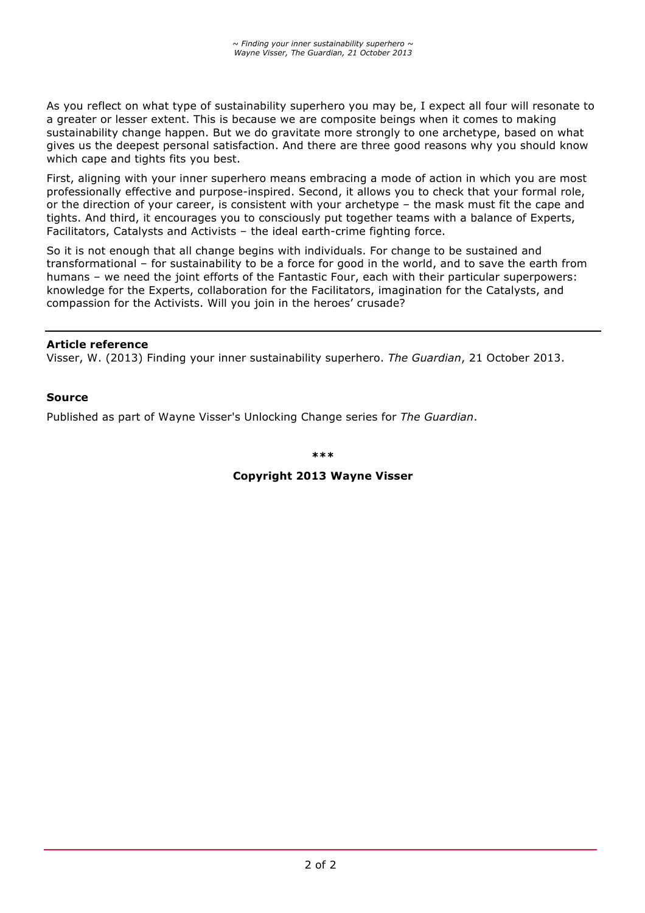As you reflect on what type of sustainability superhero you may be, I expect all four will resonate to a greater or lesser extent. This is because we are composite beings when it comes to making sustainability change happen. But we do gravitate more strongly to one archetype, based on what gives us the deepest personal satisfaction. And there are three good reasons why you should know which cape and tights fits you best.

First, aligning with your inner superhero means embracing a mode of action in which you are most professionally effective and purpose-inspired. Second, it allows you to check that your formal role, or the direction of your career, is consistent with your archetype – the mask must fit the cape and tights. And third, it encourages you to consciously put together teams with a balance of Experts, Facilitators, Catalysts and Activists – the ideal earth-crime fighting force.

So it is not enough that all change begins with individuals. For change to be sustained and transformational – for sustainability to be a force for good in the world, and to save the earth from humans – we need the joint efforts of the Fantastic Four, each with their particular superpowers: knowledge for the Experts, collaboration for the Facilitators, imagination for the Catalysts, and compassion for the Activists. Will you join in the heroes' crusade?

---

**Article reference**

Visser, W. (2013) Finding your inner sustainability superhero. *The Guardian*, 21 October 2013.

**Source**

Published as part of Wayne Visser's Unlocking Change series for *The Guardian*.

***

**Copyright 2013 Wayne Visser**